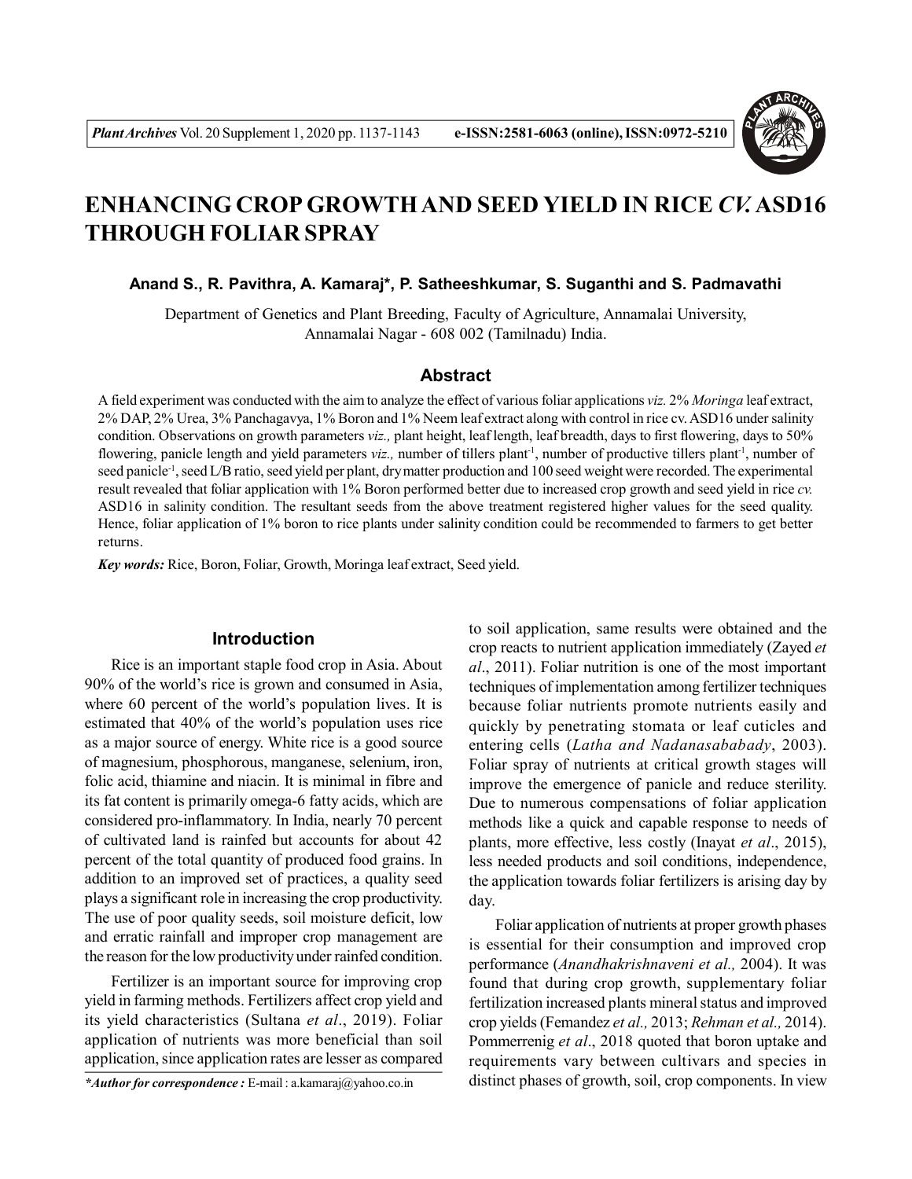# ENHANCING CROP GROWTH AND SEED YIELD IN RICE *CV.* ASD16 THROUGH FOLIAR SPRAY

**Anand S., R. Pavithra, A. Kamaraj*, P. Satheeshkumar, S. Suganthi and S. Padmavathi**

Department of Genetics and Plant Breeding, Faculty of Agriculture, Annamalai University, Annamalai Nagar - 608 002 (Tamilnadu) India.

## Abstract

A field experiment was conducted with the aim to analyze the effect of various foliar applications *viz.* 2% *Moringa* leaf extract, 2% DAP, 2% Urea, 3% Panchagavya, 1% Boron and 1% Neem leaf extract along with control in rice cv. ASD16 under salinity condition. Observations on growth parameters *viz.,* plant height, leaf length, leaf breadth, days to first flowering, days to 50% flowering, panicle length and yield parameters *viz.,* number of tillers plant$^{-1}$, number of productive tillers plant$^{-1}$, number of seed panicle$^{-1}$, seed L/B ratio, seed yield per plant, drymatter production and 100 seed weight were recorded. The experimental result revealed that foliar application with 1% Boron performed better due to increased crop growth and seed yield in rice *cv.* ASD16 in salinity condition. The resultant seeds from the above treatment registered higher values for the seed quality. Hence, foliar application of 1% boron to rice plants under salinity condition could be recommended to farmers to get better returns.

***Key words:*** Rice, Boron, Foliar, Growth, Moringa leaf extract, Seed yield.

## Introduction

Rice is an important staple food crop in Asia. About 90% of the world's rice is grown and consumed in Asia, where 60 percent of the world's population lives. It is estimated that 40% of the world's population uses rice as a major source of energy. White rice is a good source of magnesium, phosphorous, manganese, selenium, iron, folic acid, thiamine and niacin. It is minimal in fibre and its fat content is primarily omega-6 fatty acids, which are considered pro-inflammatory. In India, nearly 70 percent of cultivated land is rainfed but accounts for about 42 percent of the total quantity of produced food grains. In addition to an improved set of practices, a quality seed plays a significant role in increasing the crop productivity. The use of poor quality seeds, soil moisture deficit, low and erratic rainfall and improper crop management are the reason for the low productivity under rainfed condition.

Fertilizer is an important source for improving crop yield in farming methods. Fertilizers affect crop yield and its yield characteristics (Sultana *et al*., 2019). Foliar application of nutrients was more beneficial than soil application, since application rates are lesser as compared to soil application, same results were obtained and the crop reacts to nutrient application immediately (Zayed *et al*., 2011). Foliar nutrition is one of the most important techniques of implementation among fertilizer techniques because foliar nutrients promote nutrients easily and quickly by penetrating stomata or leaf cuticles and entering cells (*Latha and Nadanasababady*, 2003). Foliar spray of nutrients at critical growth stages will improve the emergence of panicle and reduce sterility. Due to numerous compensations of foliar application methods like a quick and capable response to needs of plants, more effective, less costly (Inayat *et al*., 2015), less needed products and soil conditions, independence, the application towards foliar fertilizers is arising day by day.

Foliar application of nutrients at proper growth phases is essential for their consumption and improved crop performance (*Anandhakrishnaveni et al.,* 2004). It was found that during crop growth, supplementary foliar fertilization increased plants mineral status and improved crop yields (Femandez *et al.,* 2013; *Rehman et al.,* 2014). Pommerrenig *et al*., 2018 quoted that boron uptake and requirements vary between cultivars and species in distinct phases of growth, soil, crop components. In view

****Author for correspondence :*** E-mail : a.kamaraj@yahoo.co.in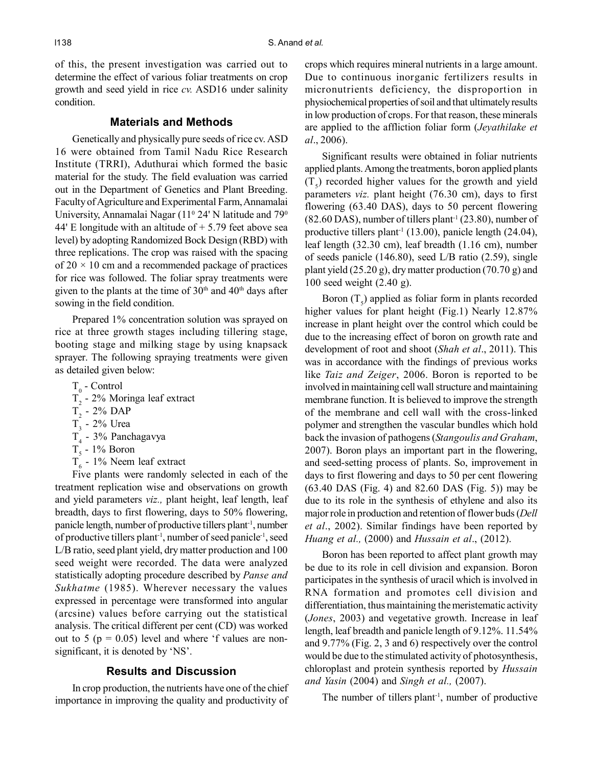of this, the present investigation was carried out to determine the effect of various foliar treatments on crop growth and seed yield in rice *cv.* ASD16 under salinity condition.

## Materials and Methods

Genetically and physically pure seeds of rice cv. ASD 16 were obtained from Tamil Nadu Rice Research Institute (TRRI), Aduthurai which formed the basic material for the study. The field evaluation was carried out in the Department of Genetics and Plant Breeding. Faculty of Agriculture and Experimental Farm, Annamalai University, Annamalai Nagar ($11^0$ 24' N latitude and $79^0$ 44' E longitude with an altitude of + 5.79 feet above sea level) by adopting Randomized Bock Design (RBD) with three replications. The crop was raised with the spacing of $20 \times 10$ cm and a recommended package of practices for rice was followed. The foliar spray treatments were given to the plants at the time of $30^{th}$ and $40^{th}$ days after sowing in the field condition.

Prepared 1% concentration solution was sprayed on rice at three growth stages including tillering stage, booting stage and milking stage by using knapsack sprayer. The following spraying treatments were given as detailed given below:

- $T_0$ - Control
- $T_2$ - 2% Moringa leaf extract
- $T_2$ - 2% DAP
- $T_3$ - 2% Urea
- $T_4$ - 3% Panchagavya
- $T_5$ - 1% Boron
- $T_6$ - 1% Neem leaf extract

Five plants were randomly selected in each of the treatment replication wise and observations on growth and yield parameters *viz.,* plant height, leaf length, leaf breadth, days to first flowering, days to 50% flowering, panicle length, number of productive tillers plant$^{-1}$, number of productive tillers plant$^{-1}$, number of seed panicle$^{-1}$, seed L/B ratio, seed plant yield, dry matter production and 100 seed weight were recorded. The data were analyzed statistically adopting procedure described by *Panse and Sukhatme* (1985). Wherever necessary the values expressed in percentage were transformed into angular (arcsine) values before carrying out the statistical analysis. The critical different per cent (CD) was worked out to 5 ($p = 0.05$) level and where 'f values are non-significant, it is denoted by 'NS'.

## Results and Discussion

In crop production, the nutrients have one of the chief importance in improving the quality and productivity of crops which requires mineral nutrients in a large amount. Due to continuous inorganic fertilizers results in micronutrients deficiency, the disproportion in physiochemical properties of soil and that ultimately results in low production of crops. For that reason, these minerals are applied to the affliction foliar form (*Jeyathilake et al*., 2006).

Significant results were obtained in foliar nutrients applied plants. Among the treatments, boron applied plants ($T_5$) recorded higher values for the growth and yield parameters *viz.* plant height (76.30 cm), days to first flowering (63.40 DAS), days to 50 percent flowering (82.60 DAS), number of tillers plant$^{-1}$ (23.80), number of productive tillers plant$^{-1}$ (13.00), panicle length (24.04), leaf length (32.30 cm), leaf breadth (1.16 cm), number of seeds panicle (146.80), seed L/B ratio (2.59), single plant yield (25.20 g), dry matter production (70.70 g) and 100 seed weight (2.40 g).

Boron ($T_5$) applied as foliar form in plants recorded higher values for plant height (Fig.1) Nearly 12.87% increase in plant height over the control which could be due to the increasing effect of boron on growth rate and development of root and shoot (*Shah et al*., 2011). This was in accordance with the findings of previous works like *Taiz and Zeiger*, 2006. Boron is reported to be involved in maintaining cell wall structure and maintaining membrane function. It is believed to improve the strength of the membrane and cell wall with the cross-linked polymer and strengthen the vascular bundles which hold back the invasion of pathogens (*Stangoulis and Graham*, 2007). Boron plays an important part in the flowering, and seed-setting process of plants. So, improvement in days to first flowering and days to 50 per cent flowering (63.40 DAS (Fig. 4) and 82.60 DAS (Fig. 5)) may be due to its role in the synthesis of ethylene and also its major role in production and retention of flower buds (*Dell et al*., 2002). Similar findings have been reported by *Huang et al.,* (2000) and *Hussain et al*., (2012).

Boron has been reported to affect plant growth may be due to its role in cell division and expansion. Boron participates in the synthesis of uracil which is involved in RNA formation and promotes cell division and differentiation, thus maintaining the meristematic activity (*Jones*, 2003) and vegetative growth. Increase in leaf length, leaf breadth and panicle length of 9.12%. 11.54% and 9.77% (Fig. 2, 3 and 6) respectively over the control would be due to the stimulated activity of photosynthesis, chloroplast and protein synthesis reported by *Hussain and Yasin* (2004) and *Singh et al.,* (2007).

The number of tillers plant$^{-1}$, number of productive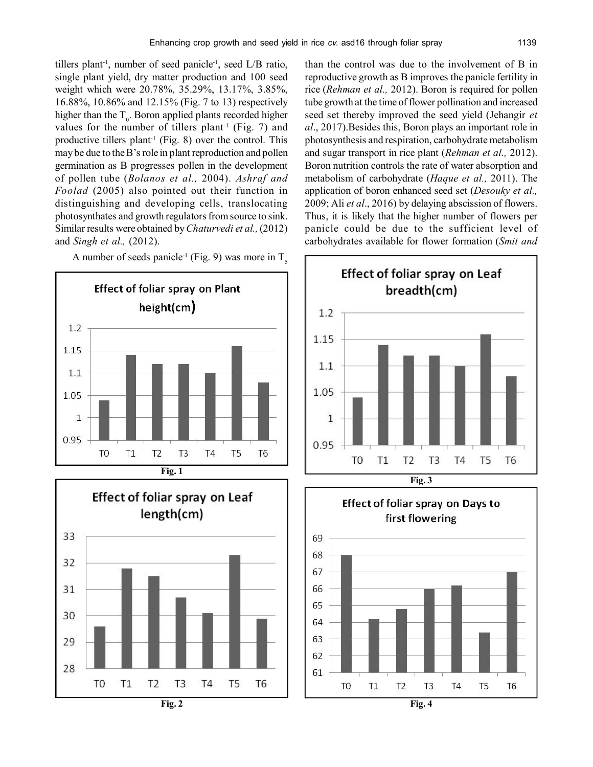tillers plant$^{-1}$, number of seed panicle$^{-1}$, seed L/B ratio, single plant yield, dry matter production and 100 seed weight which were 20.78%, 35.29%, 13.17%, 3.85%, 16.88%, 10.86% and 12.15% (Fig. 7 to 13) respectively higher than the $T_0$. Boron applied plants recorded higher values for the number of tillers plant$^{-1}$ (Fig. 7) and productive tillers plant$^{-1}$ (Fig. 8) over the control. This may be due to the B's role in plant reproduction and pollen germination as B progresses pollen in the development of pollen tube (*Bolanos et al.,* 2004). *Ashraf and Foolad* (2005) also pointed out their function in distinguishing and developing cells, translocating photosynthates and growth regulators from source to sink. Similar results were obtained by *Chaturvedi et al.,* (2012) and *Singh et al.,* (2012).

A number of seeds panicle$^{-1}$ (Fig. 9) was more in $T_5$ than the control was due to the involvement of B in reproductive growth as B improves the panicle fertility in rice (*Rehman et al.,* 2012). Boron is required for pollen tube growth at the time of flower pollination and increased seed set thereby improved the seed yield (Jehangir *et al*., 2017).Besides this, Boron plays an important role in photosynthesis and respiration, carbohydrate metabolism and sugar transport in rice plant (*Rehman et al.,* 2012). Boron nutrition controls the rate of water absorption and metabolism of carbohydrate (*Haque et al.,* 2011). The application of boron enhanced seed set (*Desouky et al.,* 2009; Ali *et al*., 2016) by delaying abscission of flowers. Thus, it is likely that the higher number of flowers per panicle could be due to the sufficient level of carbohydrates available for flower formation (*Smit and*

**Effect of foliar spray on Plant height(cm)**

| Treatment | T0 | T1 | T2 | T3 | T4 | T5 | T6 |
|---|---|---|---|---|---|---|---|
| Plant height (cm) | 1.04 | 1.14 | 1.12 | 1.12 | 1.10 | 1.16 | 1.08 |

Fig. 1

**Effect of foliar spray on Leaf length(cm)**

| Treatment | T0 | T1 | T2 | T3 | T4 | T5 | T6 |
|---|---|---|---|---|---|---|---|
| Leaf length (cm) | 29.6 | 31.8 | 31.5 | 30.7 | 30.1 | 32.3 | 29.9 |

Fig. 2

**Effect of foliar spray on Leaf breadth(cm)**

| Treatment | T0 | T1 | T2 | T3 | T4 | T5 | T6 |
|---|---|---|---|---|---|---|---|
| Leaf breadth (cm) | 1.04 | 1.14 | 1.12 | 1.12 | 1.10 | 1.16 | 1.08 |

Fig. 3

**Effect of foliar spray on Days to first flowering**

| Treatment | T0 | T1 | T2 | T3 | T4 | T5 | T6 |
|---|---|---|---|---|---|---|---|
| Days to first flowering | 68 | 64.2 | 64.8 | 66 | 66.2 | 63.4 | 67 |

Fig. 4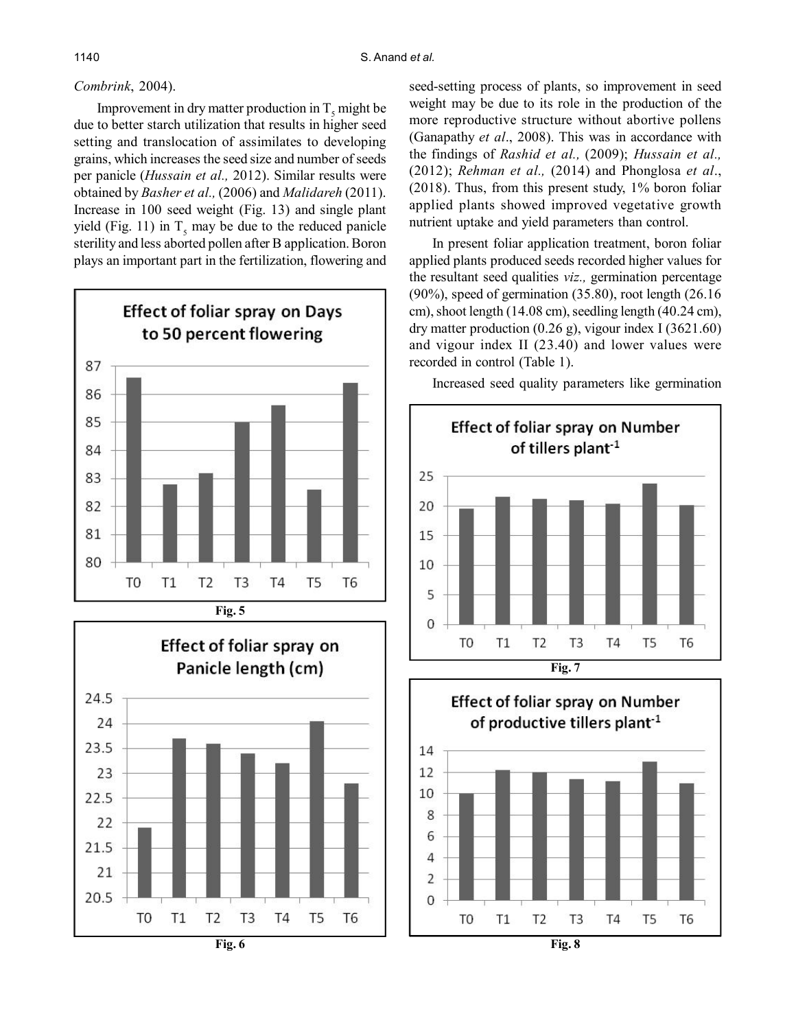*Combrink*, 2004).

Improvement in dry matter production in $T_5$ might be due to better starch utilization that results in higher seed setting and translocation of assimilates to developing grains, which increases the seed size and number of seeds per panicle (*Hussain et al.,* 2012). Similar results were obtained by *Basher et al.,* (2006) and *Malidareh* (2011). Increase in 100 seed weight (Fig. 13) and single plant yield (Fig. 11) in $T_5$ may be due to the reduced panicle sterility and less aborted pollen after B application. Boron plays an important part in the fertilization, flowering and seed-setting process of plants, so improvement in seed weight may be due to its role in the production of the more reproductive structure without abortive pollens (Ganapathy *et al*., 2008). This was in accordance with the findings of *Rashid et al.,* (2009); *Hussain et al.,* (2012); *Rehman et al.,* (2014) and Phonglosa *et al*., (2018). Thus, from this present study, 1% boron foliar applied plants showed improved vegetative growth nutrient uptake and yield parameters than control.

In present foliar application treatment, boron foliar applied plants produced seeds recorded higher values for the resultant seed qualities *viz.,* germination percentage (90%), speed of germination (35.80), root length (26.16 cm), shoot length (14.08 cm), seedling length (40.24 cm), dry matter production (0.26 g), vigour index I (3621.60) and vigour index II (23.40) and lower values were recorded in control (Table 1).

Increased seed quality parameters like germination

Fig. 5

Fig. 6

Fig. 7

Fig. 8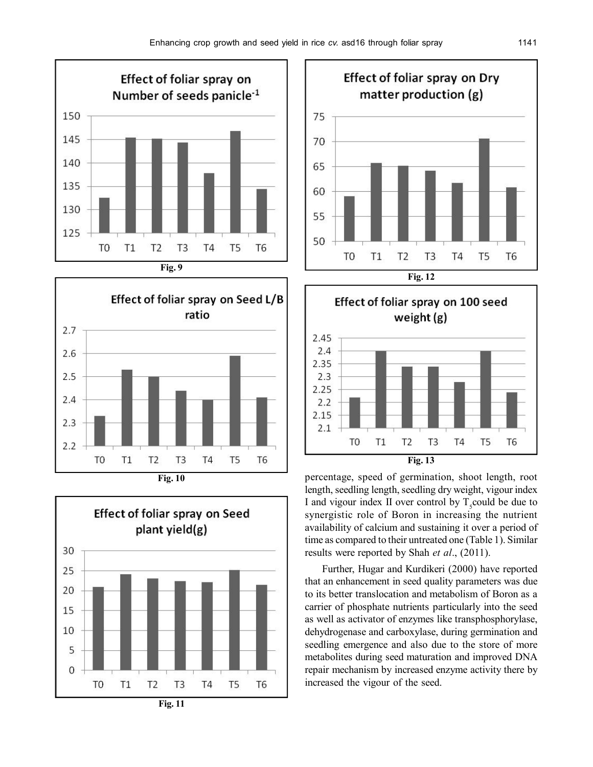Fig. 9

Fig. 10

Fig. 11

Fig. 12

Fig. 13

percentage, speed of germination, shoot length, root length, seedling length, seedling dry weight, vigour index I and vigour index II over control by $T_5$ could be due to synergistic role of Boron in increasing the nutrient availability of calcium and sustaining it over a period of time as compared to their untreated one (Table 1). Similar results were reported by Shah *et al*., (2011).

Further, Hugar and Kurdikeri (2000) have reported that an enhancement in seed quality parameters was due to its better translocation and metabolism of Boron as a carrier of phosphate nutrients particularly into the seed as well as activator of enzymes like transphosphorylase, dehydrogenase and carboxylase, during germination and seedling emergence and also due to the store of more metabolites during seed maturation and improved DNA repair mechanism by increased enzyme activity there by increased the vigour of the seed.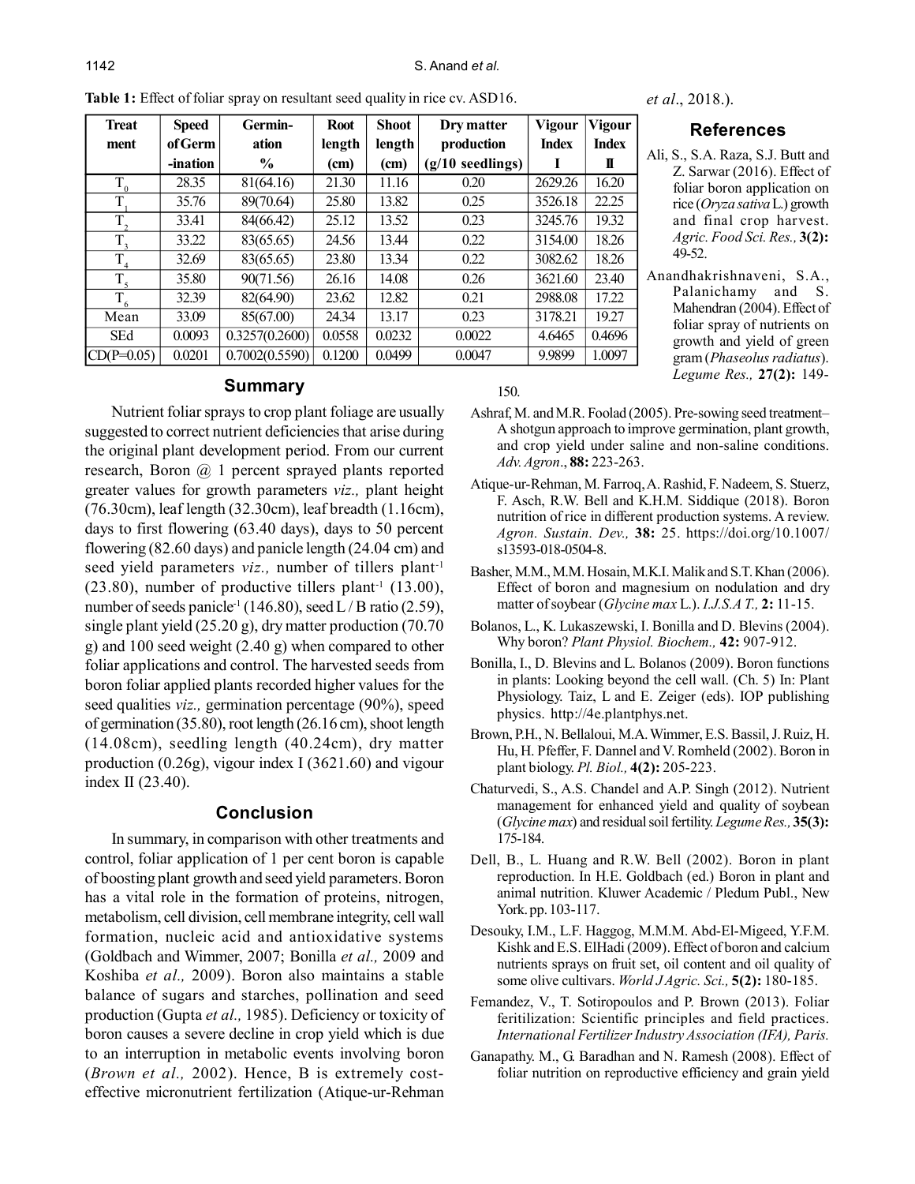**Table 1:** Effect of foliar spray on resultant seed quality in rice cv. ASD16.

| Treatment | Speed of Germination | Germination % | Root length (cm) | Shoot length (cm) | Dry matter production (g/10 seedlings) | Vigour Index I | Vigour Index II |
|---|---|---|---|---|---|---|---|
| $T_0$ | 28.35 | 81(64.16) | 21.30 | 11.16 | 0.20 | 2629.26 | 16.20 |
| $T_1$ | 35.76 | 89(70.64) | 25.80 | 13.82 | 0.25 | 3526.18 | 22.25 |
| $T_2$ | 33.41 | 84(66.42) | 25.12 | 13.52 | 0.23 | 3245.76 | 19.32 |
| $T_3$ | 33.22 | 83(65.65) | 24.56 | 13.44 | 0.22 | 3154.00 | 18.26 |
| $T_4$ | 32.69 | 83(65.65) | 23.80 | 13.34 | 0.22 | 3082.62 | 18.26 |
| $T_5$ | 35.80 | 90(71.56) | 26.16 | 14.08 | 0.26 | 3621.60 | 23.40 |
| $T_6$ | 32.39 | 82(64.90) | 23.62 | 12.82 | 0.21 | 2988.08 | 17.22 |
| Mean | 33.09 | 85(67.00) | 24.34 | 13.17 | 0.23 | 3178.21 | 19.27 |
| SEd | 0.0093 | 0.3257(0.2600) | 0.0558 | 0.0232 | 0.0022 | 4.6465 | 0.4696 |
| CD(P=0.05) | 0.0201 | 0.7002(0.5590) | 0.1200 | 0.0499 | 0.0047 | 9.9899 | 1.0097 |

## Summary

Nutrient foliar sprays to crop plant foliage are usually suggested to correct nutrient deficiencies that arise during the original plant development period. From our current research, Boron @ 1 percent sprayed plants reported greater values for growth parameters *viz.,* plant height (76.30cm), leaf length (32.30cm), leaf breadth (1.16cm), days to first flowering (63.40 days), days to 50 percent flowering (82.60 days) and panicle length (24.04 cm) and seed yield parameters *viz.,* number of tillers plant$^{-1}$ (23.80), number of productive tillers plant$^{-1}$ (13.00), number of seeds panicle$^{-1}$ (146.80), seed L / B ratio (2.59), single plant yield (25.20 g), dry matter production (70.70 g) and 100 seed weight (2.40 g) when compared to other foliar applications and control. The harvested seeds from boron foliar applied plants recorded higher values for the seed qualities *viz.,* germination percentage (90%), speed of germination (35.80), root length (26.16 cm), shoot length (14.08cm), seedling length (40.24cm), dry matter production (0.26g), vigour index I (3621.60) and vigour index II (23.40).

## Conclusion

In summary, in comparison with other treatments and control, foliar application of 1 per cent boron is capable of boosting plant growth and seed yield parameters. Boron has a vital role in the formation of proteins, nitrogen, metabolism, cell division, cell membrane integrity, cell wall formation, nucleic acid and antioxidative systems (Goldbach and Wimmer, 2007; Bonilla *et al.,* 2009 and Koshiba *et al.,* 2009). Boron also maintains a stable balance of sugars and starches, pollination and seed production (Gupta *et al.,* 1985). Deficiency or toxicity of boron causes a severe decline in crop yield which is due to an interruption in metabolic events involving boron (*Brown et al.,* 2002). Hence, B is extremely cost-effective micronutrient fertilization (Atique-ur-Rehman *et al*., 2018.).

## References

Ali, S., S.A. Raza, S.J. Butt and Z. Sarwar (2016). Effect of foliar boron application on rice (*Oryza sativa* L.) growth and final crop harvest. *Agric. Food Sci. Res.,* **3(2):** 49-52.

Anandhakrishnaveni, S.A., Palanichamy and S. Mahendran (2004). Effect of foliar spray of nutrients on growth and yield of green gram (*Phaseolus radiatus*). *Legume Res.,* **27(2):** 149-150.

Ashraf, M. and M.R. Foolad (2005). Pre-sowing seed treatment– A shotgun approach to improve germination, plant growth, and crop yield under saline and non-saline conditions. *Adv. Agron*., **88:** 223-263.

Atique-ur-Rehman, M. Farroq, A. Rashid, F. Nadeem, S. Stuerz, F. Asch, R.W. Bell and K.H.M. Siddique (2018). Boron nutrition of rice in different production systems. A review. *Agron. Sustain. Dev.,* **38:** 25. https://doi.org/10.1007/s13593-018-0504-8.

Basher, M.M., M.M. Hosain, M.K.I. Malik and S.T. Khan (2006). Effect of boron and magnesium on nodulation and dry matter of soybear (*Glycine max* L.). *I.J.S.A T.,* **2:** 11-15.

Bolanos, L., K. Lukaszewski, I. Bonilla and D. Blevins (2004). Why boron? *Plant Physiol. Biochem.,* **42:** 907-912.

Bonilla, I., D. Blevins and L. Bolanos (2009). Boron functions in plants: Looking beyond the cell wall. (Ch. 5) In: Plant Physiology. Taiz, L and E. Zeiger (eds). IOP publishing physics. http://4e.plantphys.net.

Brown, P.H., N. Bellaloui, M.A. Wimmer, E.S. Bassil, J. Ruiz, H. Hu, H. Pfeffer, F. Dannel and V. Romheld (2002). Boron in plant biology. *Pl. Biol.,* **4(2):** 205-223.

Chaturvedi, S., A.S. Chandel and A.P. Singh (2012). Nutrient management for enhanced yield and quality of soybean (*Glycine max*) and residual soil fertility. *Legume Res.,* **35(3):** 175-184.

Dell, B., L. Huang and R.W. Bell (2002). Boron in plant reproduction. In H.E. Goldbach (ed.) Boron in plant and animal nutrition. Kluwer Academic / Pledum Publ., New York. pp. 103-117.

Desouky, I.M., L.F. Haggog, M.M.M. Abd-El-Migeed, Y.F.M. Kishk and E.S. ElHadi (2009). Effect of boron and calcium nutrients sprays on fruit set, oil content and oil quality of some olive cultivars. *World J Agric. Sci.,* **5(2):** 180-185.

Femandez, V., T. Sotiropoulos and P. Brown (2013). Foliar feritilization: Scientific principles and field practices. *International Fertilizer Industry Association (IFA), Paris.*

Ganapathy. M., G. Baradhan and N. Ramesh (2008). Effect of foliar nutrition on reproductive efficiency and grain yield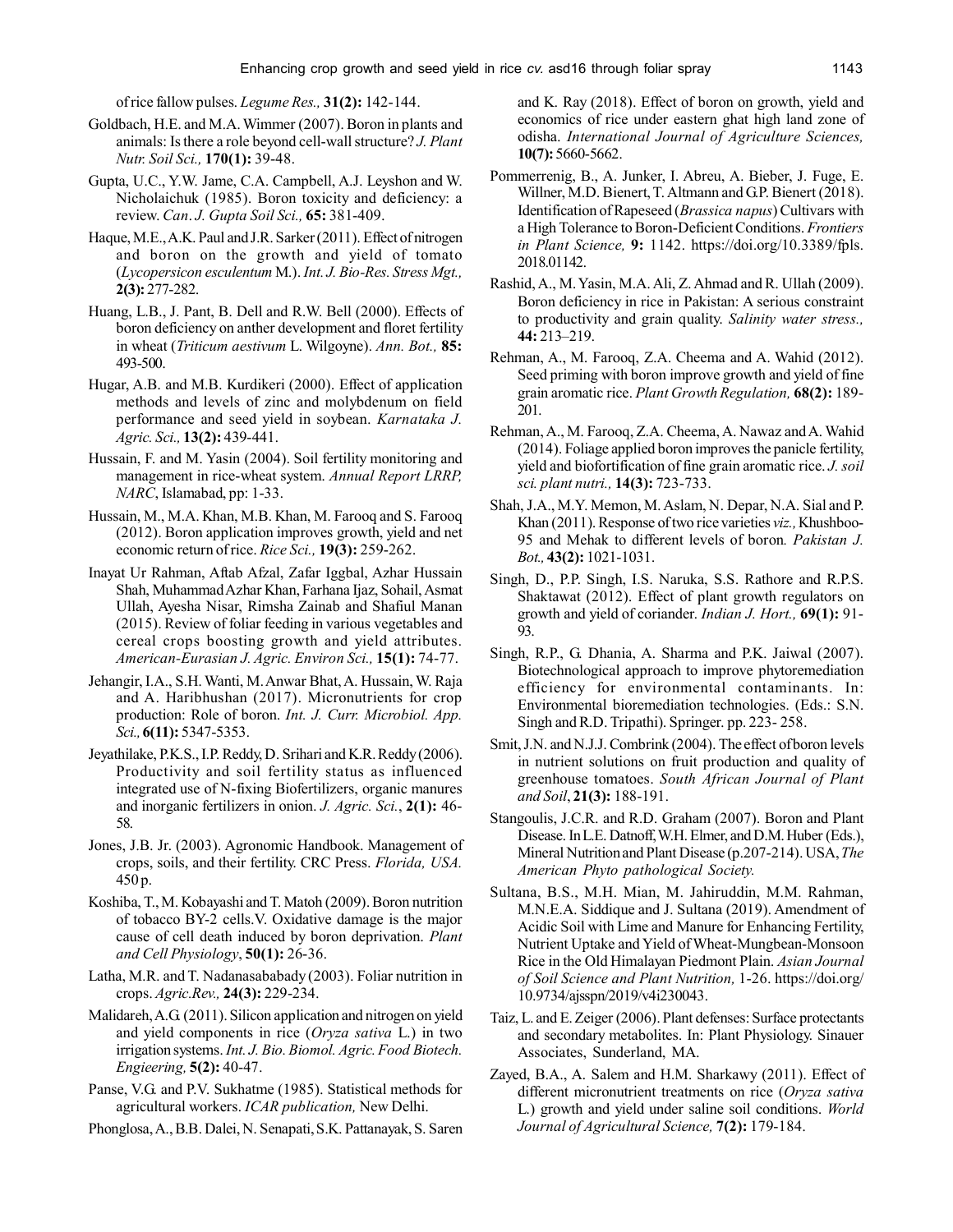of rice fallow pulses. *Legume Res.,* **31(2):** 142-144.

Goldbach, H.E. and M.A. Wimmer (2007). Boron in plants and animals: Is there a role beyond cell-wall structure? *J. Plant Nutr. Soil Sci.,* **170(1):** 39-48.

Gupta, U.C., Y.W. Jame, C.A. Campbell, A.J. Leyshon and W. Nicholaichuk (1985). Boron toxicity and deficiency: a review. *Can. J. Gupta Soil Sci.,* **65:** 381-409.

Haque, M.E., A.K. Paul and J.R. Sarker (2011). Effect of nitrogen and boron on the growth and yield of tomato (*Lycopersicon esculentum* M.). *Int. J. Bio-Res. Stress Mgt.,* **2(3):** 277-282.

Huang, L.B., J. Pant, B. Dell and R.W. Bell (2000). Effects of boron deficiency on anther development and floret fertility in wheat (*Triticum aestivum* L. Wilgoyne). *Ann. Bot.,* **85:** 493-500.

Hugar, A.B. and M.B. Kurdikeri (2000). Effect of application methods and levels of zinc and molybdenum on field performance and seed yield in soybean. *Karnataka J. Agric. Sci.,* **13(2):** 439-441.

Hussain, F. and M. Yasin (2004). Soil fertility monitoring and management in rice-wheat system. *Annual Report LRRP, NARC*, Islamabad, pp: 1-33.

Hussain, M., M.A. Khan, M.B. Khan, M. Farooq and S. Farooq (2012). Boron application improves growth, yield and net economic return of rice. *Rice Sci.,* **19(3):** 259-262.

Inayat Ur Rahman, Aftab Afzal, Zafar Iggbal, Azhar Hussain Shah, Muhammad Azhar Khan, Farhana Ijaz, Sohail, Asmat Ullah, Ayesha Nisar, Rimsha Zainab and Shafiul Manan (2015). Review of foliar feeding in various vegetables and cereal crops boosting growth and yield attributes. *American-Eurasian J. Agric. Environ Sci.,* **15(1):** 74-77.

Jehangir, I.A., S.H. Wanti, M. Anwar Bhat, A. Hussain, W. Raja and A. Haribhushan (2017). Micronutrients for crop production: Role of boron. *Int. J. Curr. Microbiol. App. Sci.,* **6(11):** 5347-5353.

Jeyathilake, P.K.S., I.P. Reddy, D. Srihari and K.R. Reddy (2006). Productivity and soil fertility status as influenced integrated use of N-fixing Biofertilizers, organic manures and inorganic fertilizers in onion. *J. Agric. Sci.*, **2(1):** 46-58.

Jones, J.B. Jr. (2003). Agronomic Handbook. Management of crops, soils, and their fertility. CRC Press. *Florida, USA.* 450 p.

Koshiba, T., M. Kobayashi and T. Matoh (2009). Boron nutrition of tobacco BY-2 cells.V. Oxidative damage is the major cause of cell death induced by boron deprivation. *Plant and Cell Physiology*, **50(1):** 26-36.

Latha, M.R. and T. Nadanasababady (2003). Foliar nutrition in crops. *Agric.Rev.,* **24(3):** 229-234.

Malidareh, A.G. (2011). Silicon application and nitrogen on yield and yield components in rice (*Oryza sativa* L.) in two irrigation systems. *Int. J. Bio. Biomol. Agric. Food Biotech. Engieering,* **5(2):** 40-47.

Panse, V.G. and P.V. Sukhatme (1985). Statistical methods for agricultural workers. *ICAR publication,* New Delhi.

Phonglosa, A., B.B. Dalei, N. Senapati, S.K. Pattanayak, S. Saren and K. Ray (2018). Effect of boron on growth, yield and economics of rice under eastern ghat high land zone of odisha. *International Journal of Agriculture Sciences,* **10(7):** 5660-5662.

Pommerrenig, B., A. Junker, I. Abreu, A. Bieber, J. Fuge, E. Willner, M.D. Bienert, T. Altmann and G.P. Bienert (2018). Identification of Rapeseed (*Brassica napus*) Cultivars with a High Tolerance to Boron-Deficient Conditions. *Frontiers in Plant Science,* **9:** 1142. https://doi.org/10.3389/fpls.2018.01142.

Rashid, A., M. Yasin, M.A. Ali, Z. Ahmad and R. Ullah (2009). Boron deficiency in rice in Pakistan: A serious constraint to productivity and grain quality. *Salinity water stress.,* **44:** 213–219.

Rehman, A., M. Farooq, Z.A. Cheema and A. Wahid (2012). Seed priming with boron improve growth and yield of fine grain aromatic rice. *Plant Growth Regulation,* **68(2):** 189-201.

Rehman, A., M. Farooq, Z.A. Cheema, A. Nawaz and A. Wahid (2014). Foliage applied boron improves the panicle fertility, yield and biofortification of fine grain aromatic rice. *J. soil sci. plant nutri.,* **14(3):** 723-733.

Shah, J.A., M.Y. Memon, M. Aslam, N. Depar, N.A. Sial and P. Khan (2011). Response of two rice varieties *viz.,* Khushboo-95 and Mehak to different levels of boron. *Pakistan J. Bot.,* **43(2):** 1021-1031.

Singh, D., P.P. Singh, I.S. Naruka, S.S. Rathore and R.P.S. Shaktawat (2012). Effect of plant growth regulators on growth and yield of coriander. *Indian J. Hort.,* **69(1):** 91-93.

Singh, R.P., G. Dhania, A. Sharma and P.K. Jaiwal (2007). Biotechnological approach to improve phytoremediation efficiency for environmental contaminants. In: Environmental bioremediation technologies. (Eds.: S.N. Singh and R.D. Tripathi). Springer. pp. 223- 258.

Smit, J.N. and N.J.J. Combrink (2004). The effect of boron levels in nutrient solutions on fruit production and quality of greenhouse tomatoes. *South African Journal of Plant and Soil*, **21(3):** 188-191.

Stangoulis, J.C.R. and R.D. Graham (2007). Boron and Plant Disease. In L.E. Datnoff, W.H. Elmer, and D.M. Huber (Eds.), Mineral Nutrition and Plant Disease (p.207-214). USA, *The American Phyto pathological Society.*

Sultana, B.S., M.H. Mian, M. Jahiruddin, M.M. Rahman, M.N.E.A. Siddique and J. Sultana (2019). Amendment of Acidic Soil with Lime and Manure for Enhancing Fertility, Nutrient Uptake and Yield of Wheat-Mungbean-Monsoon Rice in the Old Himalayan Piedmont Plain. *Asian Journal of Soil Science and Plant Nutrition,* 1-26. https://doi.org/10.9734/ajsspn/2019/v4i230043.

Taiz, L. and E. Zeiger (2006). Plant defenses: Surface protectants and secondary metabolites. In: Plant Physiology. Sinauer Associates, Sunderland, MA.

Zayed, B.A., A. Salem and H.M. Sharkawy (2011). Effect of different micronutrient treatments on rice (*Oryza sativa* L.) growth and yield under saline soil conditions. *World Journal of Agricultural Science,* **7(2):** 179-184.